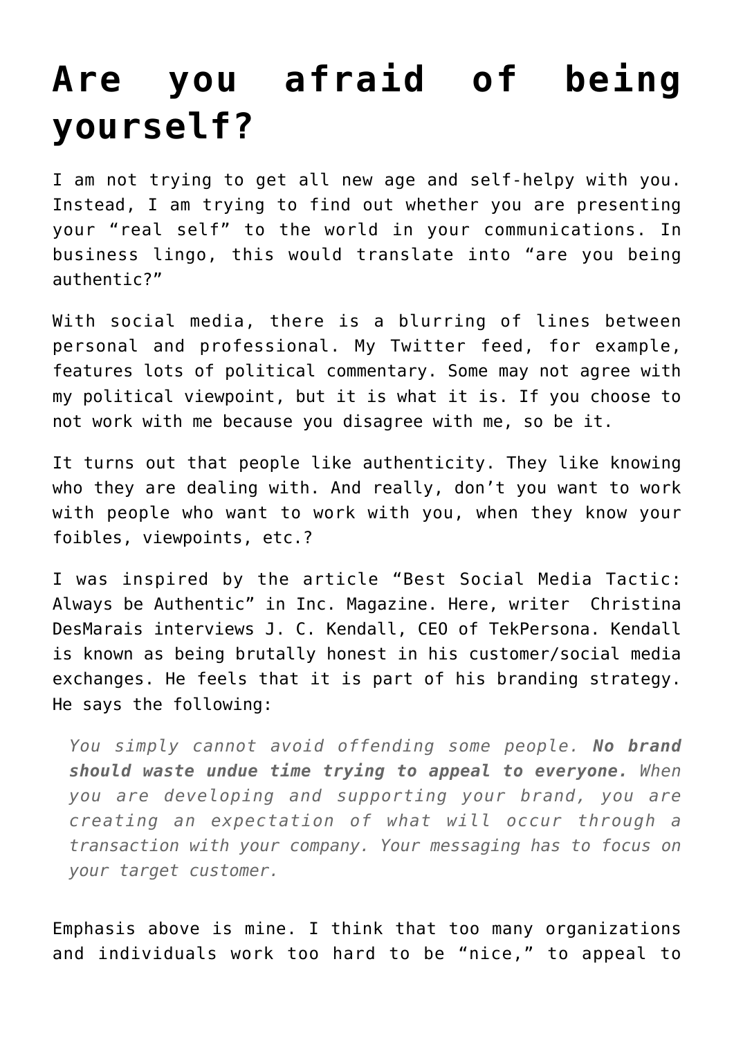# Are you afraid of being yourself?

I am not trying to get all new age and self-helpy with you. Instead, I am trying to find out whether you are presenting your "real self" to the world in your communications. In business lingo, this would translate into "are you being authentic?"

With social media, there is a blurring of lines between personal and professional. My Twitter feed, for example, features lots of political commentary. Some may not agree with my political viewpoint, but it is what it is. If you choose to not work with me because you disagree with me, so be it.

It turns out that people like authenticity. They like knowing who they are dealing with. And really, don't you want to work with people who want to work with you, when they know your foibles, viewpoints, etc.?

I was inspired by the article "Best Social Media Tactic: Always be Authentic" in Inc. Magazine. Here, writer Christina DesMarais interviews J. C. Kendall, CEO of TekPersona. Kendall is known as being brutally honest in his customer/social media exchanges. He feels that it is part of his branding strategy. He says the following:

> *You simply cannot avoid offending some people. **No brand should waste undue time trying to appeal to everyone.** When you are developing and supporting your brand, you are creating an expectation of what will occur through a transaction with your company. Your messaging has to focus on your target customer.*

Emphasis above is mine. I think that too many organizations and individuals work too hard to be "nice," to appeal to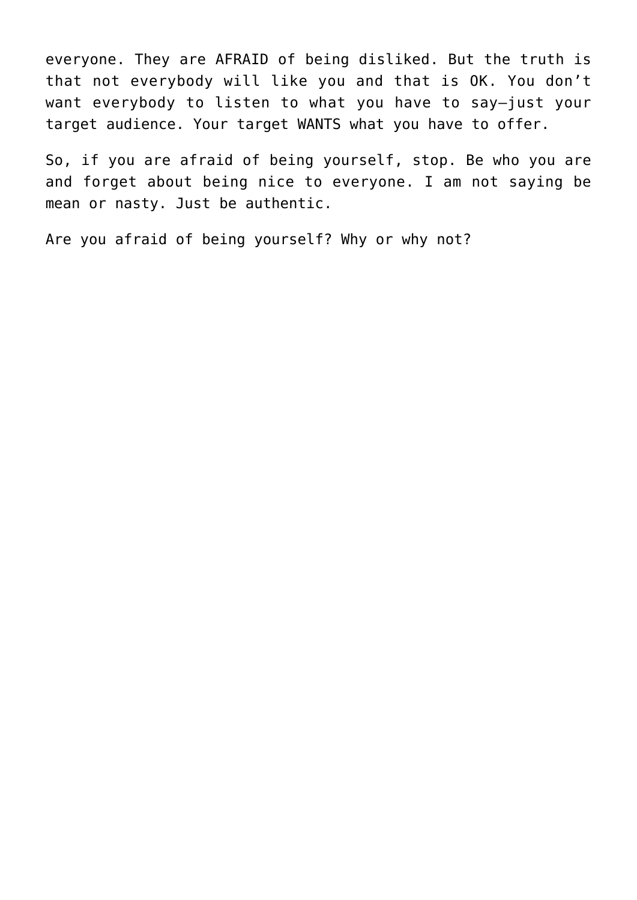everyone. They are AFRAID of being disliked. But the truth is that not everybody will like you and that is OK. You don't want everybody to listen to what you have to say—just your target audience. Your target WANTS what you have to offer.

So, if you are afraid of being yourself, stop. Be who you are and forget about being nice to everyone. I am not saying be mean or nasty. Just be authentic.

Are you afraid of being yourself? Why or why not?